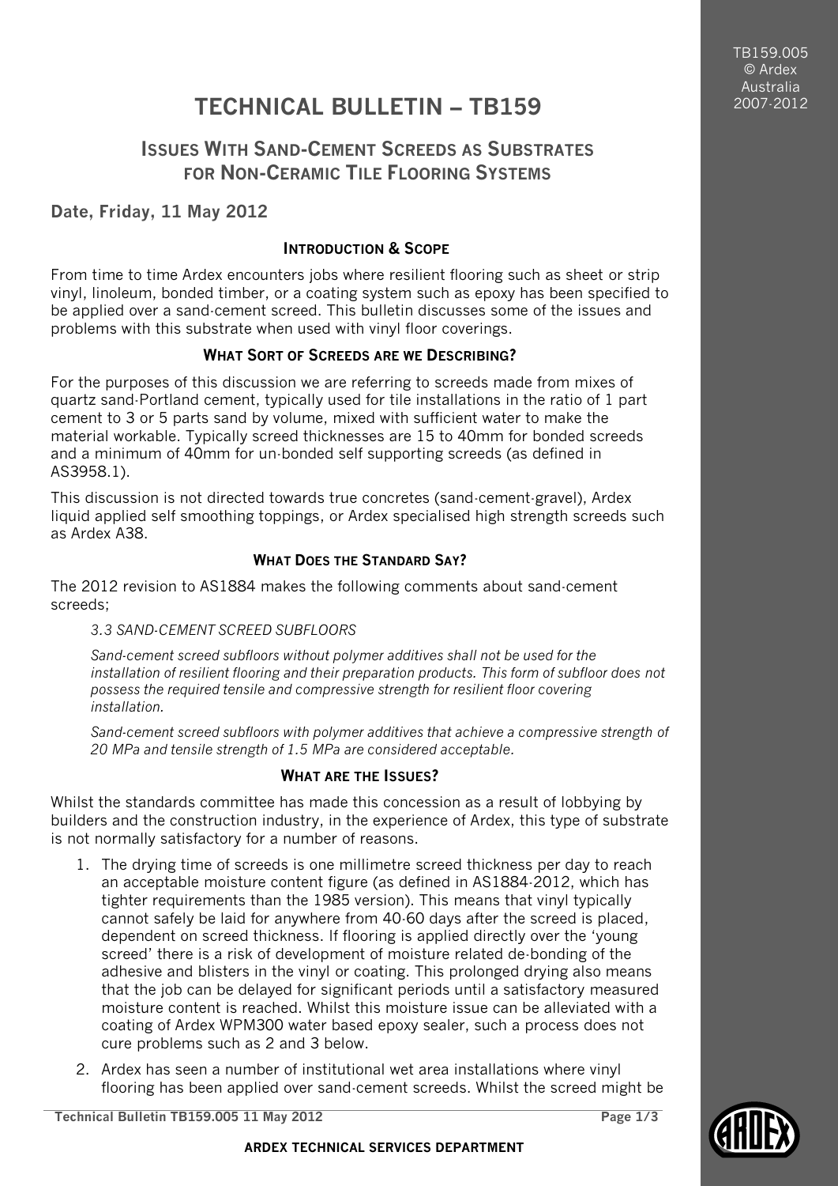# TECHNICAL BULLETIN – TB159

## Issues With Sand-Cement Screeds as Substrates for Non-Ceramic Tile Flooring Systems

**Date, Friday, 11 May 2012**

### Introduction & Scope

From time to time Ardex encounters jobs where resilient flooring such as sheet or strip vinyl, linoleum, bonded timber, or a coating system such as epoxy has been specified to be applied over a sand-cement screed. This bulletin discusses some of the issues and problems with this substrate when used with vinyl floor coverings.

### What Sort of Screeds are we Describing?

For the purposes of this discussion we are referring to screeds made from mixes of quartz sand-Portland cement, typically used for tile installations in the ratio of 1 part cement to 3 or 5 parts sand by volume, mixed with sufficient water to make the material workable. Typically screed thicknesses are 15 to 40mm for bonded screeds and a minimum of 40mm for un-bonded self supporting screeds (as defined in AS3958.1).

This discussion is not directed towards true concretes (sand-cement-gravel), Ardex liquid applied self smoothing toppings, or Ardex specialised high strength screeds such as Ardex A38.

### What Does the Standard Say?

The 2012 revision to AS1884 makes the following comments about sand-cement screeds;

> *3.3 SAND-CEMENT SCREED SUBFLOORS*
>
> *Sand-cement screed subfloors without polymer additives shall not be used for the installation of resilient flooring and their preparation products. This form of subfloor does not possess the required tensile and compressive strength for resilient floor covering installation.*
>
> *Sand-cement screed subfloors with polymer additives that achieve a compressive strength of 20 MPa and tensile strength of 1.5 MPa are considered acceptable.*

### What are the Issues?

Whilst the standards committee has made this concession as a result of lobbying by builders and the construction industry, in the experience of Ardex, this type of substrate is not normally satisfactory for a number of reasons.

1. The drying time of screeds is one millimetre screed thickness per day to reach an acceptable moisture content figure (as defined in AS1884-2012, which has tighter requirements than the 1985 version). This means that vinyl typically cannot safely be laid for anywhere from 40-60 days after the screed is placed, dependent on screed thickness. If flooring is applied directly over the 'young screed' there is a risk of development of moisture related de-bonding of the adhesive and blisters in the vinyl or coating. This prolonged drying also means that the job can be delayed for significant periods until a satisfactory measured moisture content is reached. Whilst this moisture issue can be alleviated with a coating of Ardex WPM300 water based epoxy sealer, such a process does not cure problems such as 2 and 3 below.
2. Ardex has seen a number of institutional wet area installations where vinyl flooring has been applied over sand-cement screeds. Whilst the screed might be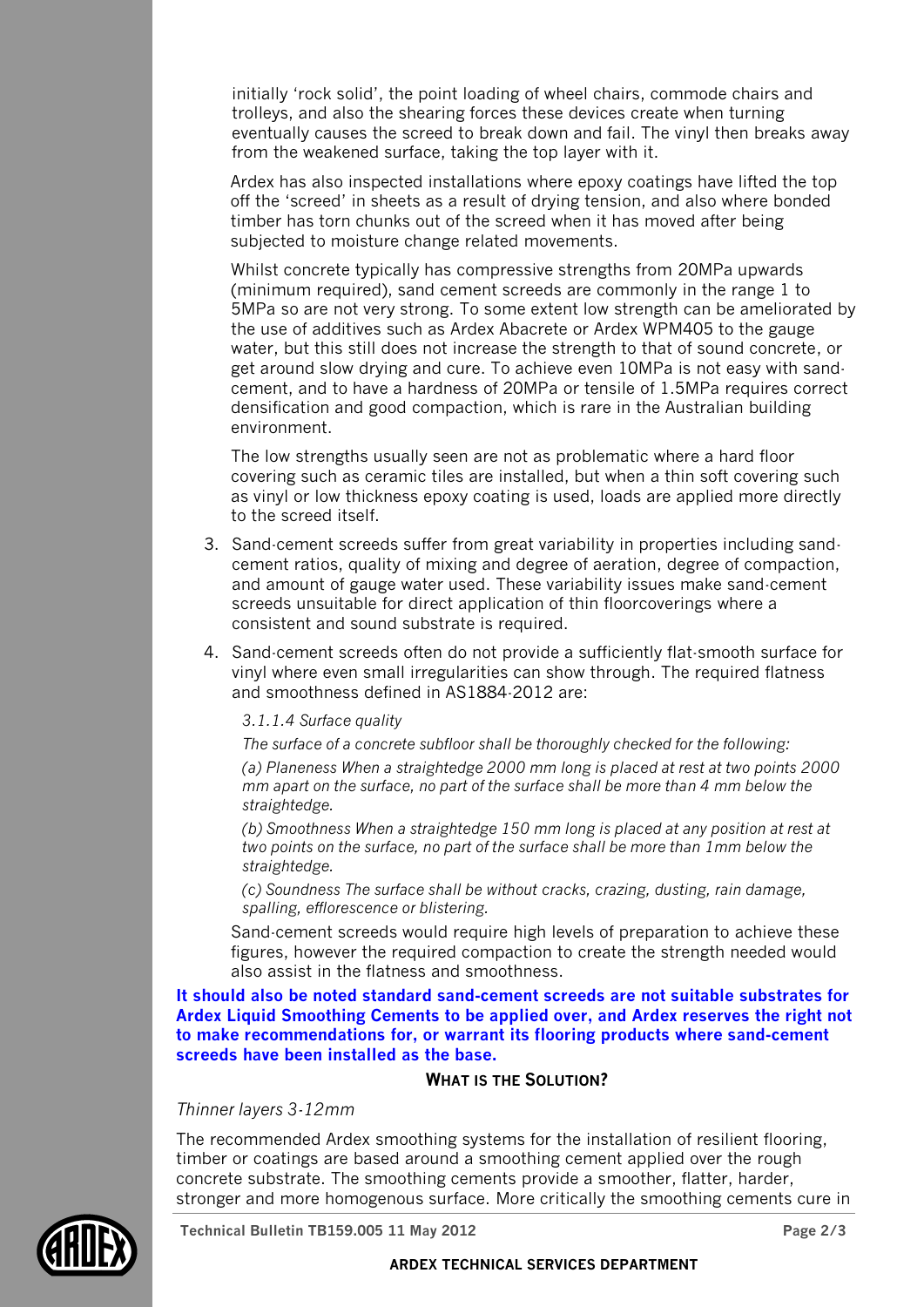initially 'rock solid', the point loading of wheel chairs, commode chairs and trolleys, and also the shearing forces these devices create when turning eventually causes the screed to break down and fail. The vinyl then breaks away from the weakened surface, taking the top layer with it.

Ardex has also inspected installations where epoxy coatings have lifted the top off the 'screed' in sheets as a result of drying tension, and also where bonded timber has torn chunks out of the screed when it has moved after being subjected to moisture change related movements.

Whilst concrete typically has compressive strengths from 20MPa upwards (minimum required), sand cement screeds are commonly in the range 1 to 5MPa so are not very strong. To some extent low strength can be ameliorated by the use of additives such as Ardex Abacrete or Ardex WPM405 to the gauge water, but this still does not increase the strength to that of sound concrete, or get around slow drying and cure. To achieve even 10MPa is not easy with sand-cement, and to have a hardness of 20MPa or tensile of 1.5MPa requires correct densification and good compaction, which is rare in the Australian building environment.

The low strengths usually seen are not as problematic where a hard floor covering such as ceramic tiles are installed, but when a thin soft covering such as vinyl or low thickness epoxy coating is used, loads are applied more directly to the screed itself.

3. Sand-cement screeds suffer from great variability in properties including sand-cement ratios, quality of mixing and degree of aeration, degree of compaction, and amount of gauge water used. These variability issues make sand-cement screeds unsuitable for direct application of thin floorcoverings where a consistent and sound substrate is required.

4. Sand-cement screeds often do not provide a sufficiently flat-smooth surface for vinyl where even small irregularities can show through. The required flatness and smoothness defined in AS1884-2012 are:

   *3.1.1.4 Surface quality*

   *The surface of a concrete subfloor shall be thoroughly checked for the following:*

   *(a) Planeness When a straightedge 2000 mm long is placed at rest at two points 2000 mm apart on the surface, no part of the surface shall be more than 4 mm below the straightedge.*

   *(b) Smoothness When a straightedge 150 mm long is placed at any position at rest at two points on the surface, no part of the surface shall be more than 1mm below the straightedge.*

   *(c) Soundness The surface shall be without cracks, crazing, dusting, rain damage, spalling, efflorescence or blistering.*

   Sand-cement screeds would require high levels of preparation to achieve these figures, however the required compaction to create the strength needed would also assist in the flatness and smoothness.

**It should also be noted standard sand-cement screeds are not suitable substrates for Ardex Liquid Smoothing Cements to be applied over, and Ardex reserves the right not to make recommendations for, or warrant its flooring products where sand-cement screeds have been installed as the base.**

## WHAT IS THE SOLUTION?

*Thinner layers 3-12mm*

The recommended Ardex smoothing systems for the installation of resilient flooring, timber or coatings are based around a smoothing cement applied over the rough concrete substrate. The smoothing cements provide a smoother, flatter, harder, stronger and more homogenous surface. More critically the smoothing cements cure in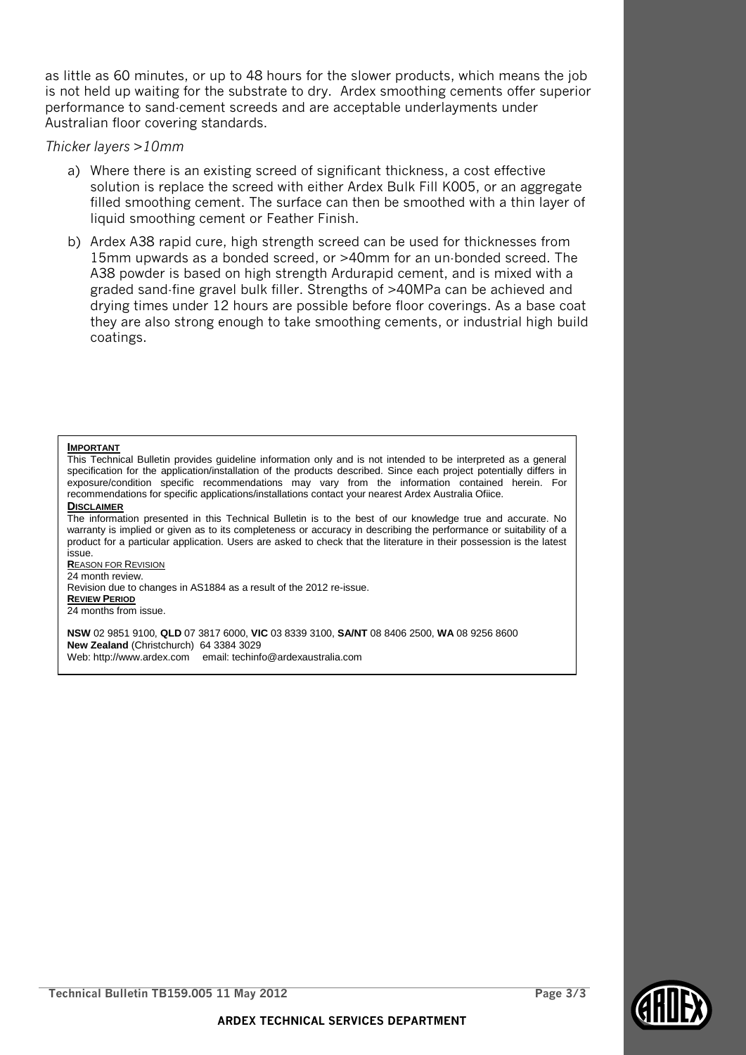as little as 60 minutes, or up to 48 hours for the slower products, which means the job is not held up waiting for the substrate to dry.  Ardex smoothing cements offer superior performance to sand-cement screeds and are acceptable underlayments under Australian floor covering standards.

*Thicker layers >10mm*

a) Where there is an existing screed of significant thickness, a cost effective solution is replace the screed with either Ardex Bulk Fill K005, or an aggregate filled smoothing cement. The surface can then be smoothed with a thin layer of liquid smoothing cement or Feather Finish.

b) Ardex A38 rapid cure, high strength screed can be used for thicknesses from 15mm upwards as a bonded screed, or >40mm for an un-bonded screed. The A38 powder is based on high strength Ardurapid cement, and is mixed with a graded sand-fine gravel bulk filler. Strengths of >40MPa can be achieved and drying times under 12 hours are possible before floor coverings. As a base coat they are also strong enough to take smoothing cements, or industrial high build coatings.

**IMPORTANT**
This Technical Bulletin provides guideline information only and is not intended to be interpreted as a general specification for the application/installation of the products described. Since each project potentially differs in exposure/condition specific recommendations may vary from the information contained herein. For recommendations for specific applications/installations contact your nearest Ardex Australia Ofiice.

**DISCLAIMER**
The information presented in this Technical Bulletin is to the best of our knowledge true and accurate. No warranty is implied or given as to its completeness or accuracy in describing the performance or suitability of a product for a particular application. Users are asked to check that the literature in their possession is the latest issue.

**REASON FOR REVISION**
24 month review.
Revision due to changes in AS1884 as a result of the 2012 re-issue.

**REVIEW PERIOD**
24 months from issue.

**NSW** 02 9851 9100, **QLD** 07 3817 6000, **VIC** 03 8339 3100, **SA/NT** 08 8406 2500, **WA** 08 9256 8600
**New Zealand** (Christchurch)  64 3384 3029
Web: http://www.ardex.com    email: techinfo@ardexaustralia.com

**Technical Bulletin TB159.005 11 May 2012**

**ARDEX TECHNICAL SERVICES DEPARTMENT**